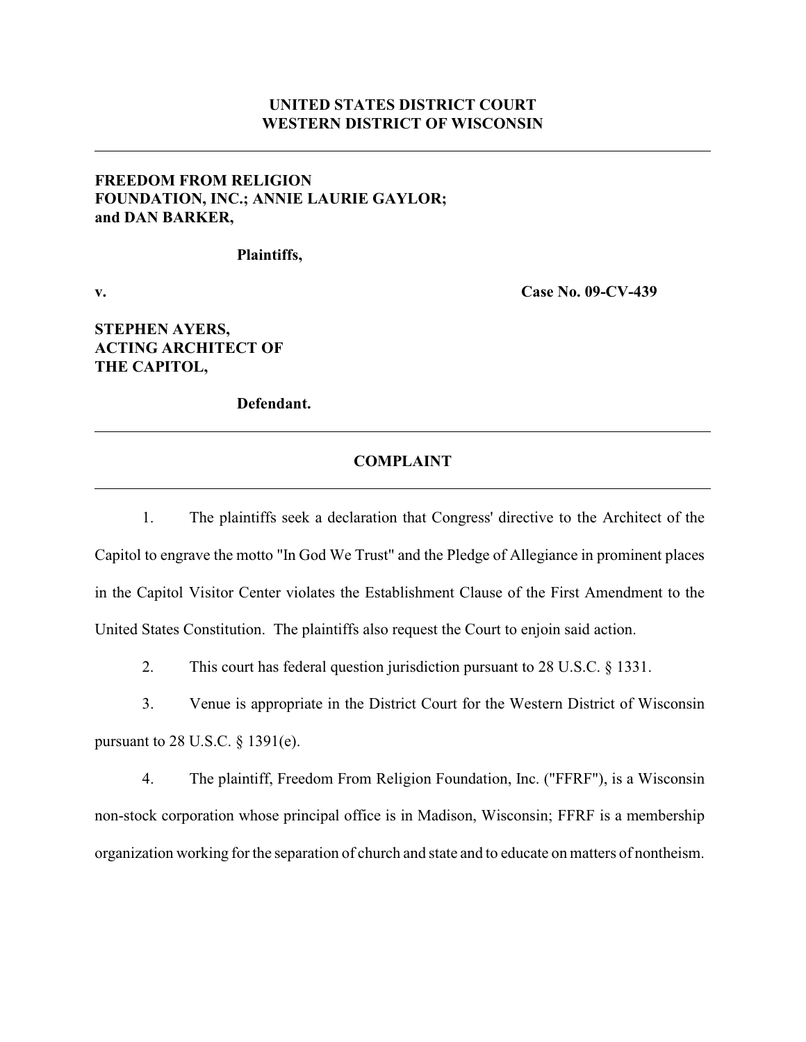**UNITED STATES DISTRICT COURT**
**WESTERN DISTRICT OF WISCONSIN**

---

**FREEDOM FROM RELIGION FOUNDATION, INC.; ANNIE LAURIE GAYLOR; and DAN BARKER,**

**Plaintiffs,**

**v.** **Case No. 09-CV-439**

**STEPHEN AYERS, ACTING ARCHITECT OF THE CAPITOL,**

**Defendant.**

---

## COMPLAINT

---

1. The plaintiffs seek a declaration that Congress' directive to the Architect of the Capitol to engrave the motto "In God We Trust" and the Pledge of Allegiance in prominent places in the Capitol Visitor Center violates the Establishment Clause of the First Amendment to the United States Constitution. The plaintiffs also request the Court to enjoin said action.

2. This court has federal question jurisdiction pursuant to 28 U.S.C. § 1331.

3. Venue is appropriate in the District Court for the Western District of Wisconsin pursuant to 28 U.S.C. § 1391(e).

4. The plaintiff, Freedom From Religion Foundation, Inc. ("FFRF"), is a Wisconsin non-stock corporation whose principal office is in Madison, Wisconsin; FFRF is a membership organization working for the separation of church and state and to educate on matters of nontheism.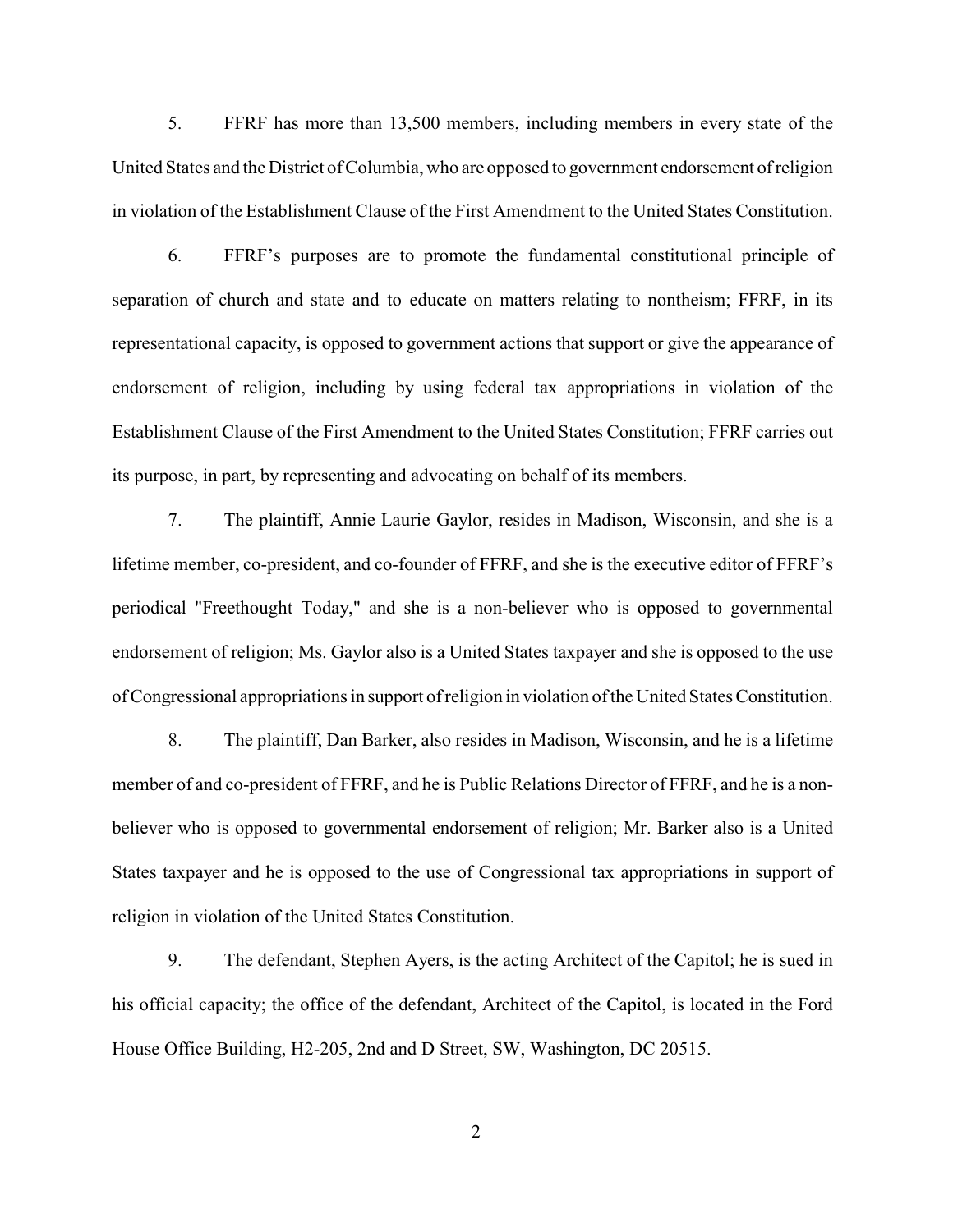5. FFRF has more than 13,500 members, including members in every state of the United States and the District of Columbia, who are opposed to government endorsement of religion in violation of the Establishment Clause of the First Amendment to the United States Constitution.

6. FFRF's purposes are to promote the fundamental constitutional principle of separation of church and state and to educate on matters relating to nontheism; FFRF, in its representational capacity, is opposed to government actions that support or give the appearance of endorsement of religion, including by using federal tax appropriations in violation of the Establishment Clause of the First Amendment to the United States Constitution; FFRF carries out its purpose, in part, by representing and advocating on behalf of its members.

7. The plaintiff, Annie Laurie Gaylor, resides in Madison, Wisconsin, and she is a lifetime member, co-president, and co-founder of FFRF, and she is the executive editor of FFRF's periodical "Freethought Today," and she is a non-believer who is opposed to governmental endorsement of religion; Ms. Gaylor also is a United States taxpayer and she is opposed to the use of Congressional appropriations in support of religion in violation of the United States Constitution.

8. The plaintiff, Dan Barker, also resides in Madison, Wisconsin, and he is a lifetime member of and co-president of FFRF, and he is Public Relations Director of FFRF, and he is a non-believer who is opposed to governmental endorsement of religion; Mr. Barker also is a United States taxpayer and he is opposed to the use of Congressional tax appropriations in support of religion in violation of the United States Constitution.

9. The defendant, Stephen Ayers, is the acting Architect of the Capitol; he is sued in his official capacity; the office of the defendant, Architect of the Capitol, is located in the Ford House Office Building, H2-205, 2nd and D Street, SW, Washington, DC 20515.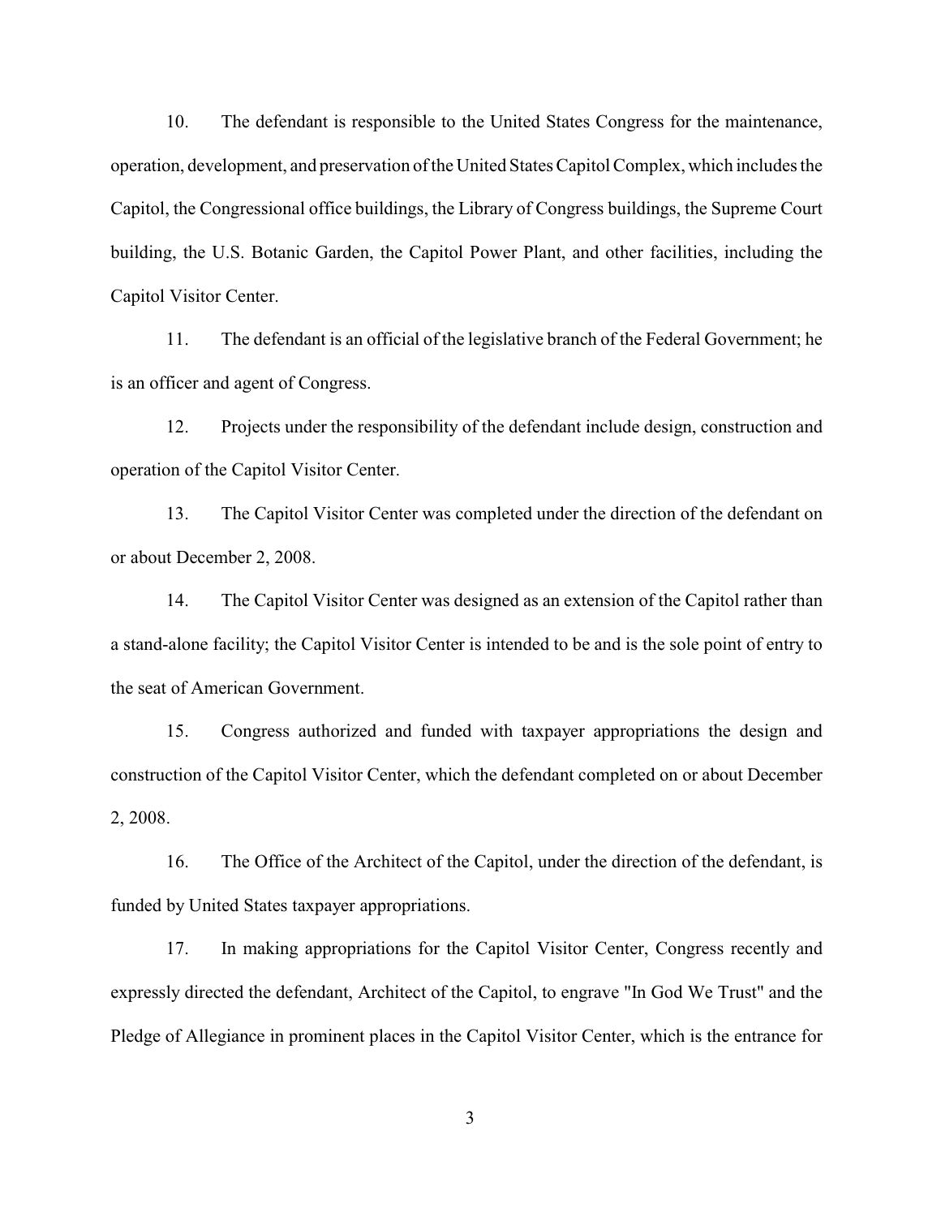10. The defendant is responsible to the United States Congress for the maintenance, operation, development, and preservation of the United States Capitol Complex, which includes the Capitol, the Congressional office buildings, the Library of Congress buildings, the Supreme Court building, the U.S. Botanic Garden, the Capitol Power Plant, and other facilities, including the Capitol Visitor Center.

11. The defendant is an official of the legislative branch of the Federal Government; he is an officer and agent of Congress.

12. Projects under the responsibility of the defendant include design, construction and operation of the Capitol Visitor Center.

13. The Capitol Visitor Center was completed under the direction of the defendant on or about December 2, 2008.

14. The Capitol Visitor Center was designed as an extension of the Capitol rather than a stand-alone facility; the Capitol Visitor Center is intended to be and is the sole point of entry to the seat of American Government.

15. Congress authorized and funded with taxpayer appropriations the design and construction of the Capitol Visitor Center, which the defendant completed on or about December 2, 2008.

16. The Office of the Architect of the Capitol, under the direction of the defendant, is funded by United States taxpayer appropriations.

17. In making appropriations for the Capitol Visitor Center, Congress recently and expressly directed the defendant, Architect of the Capitol, to engrave "In God We Trust" and the Pledge of Allegiance in prominent places in the Capitol Visitor Center, which is the entrance for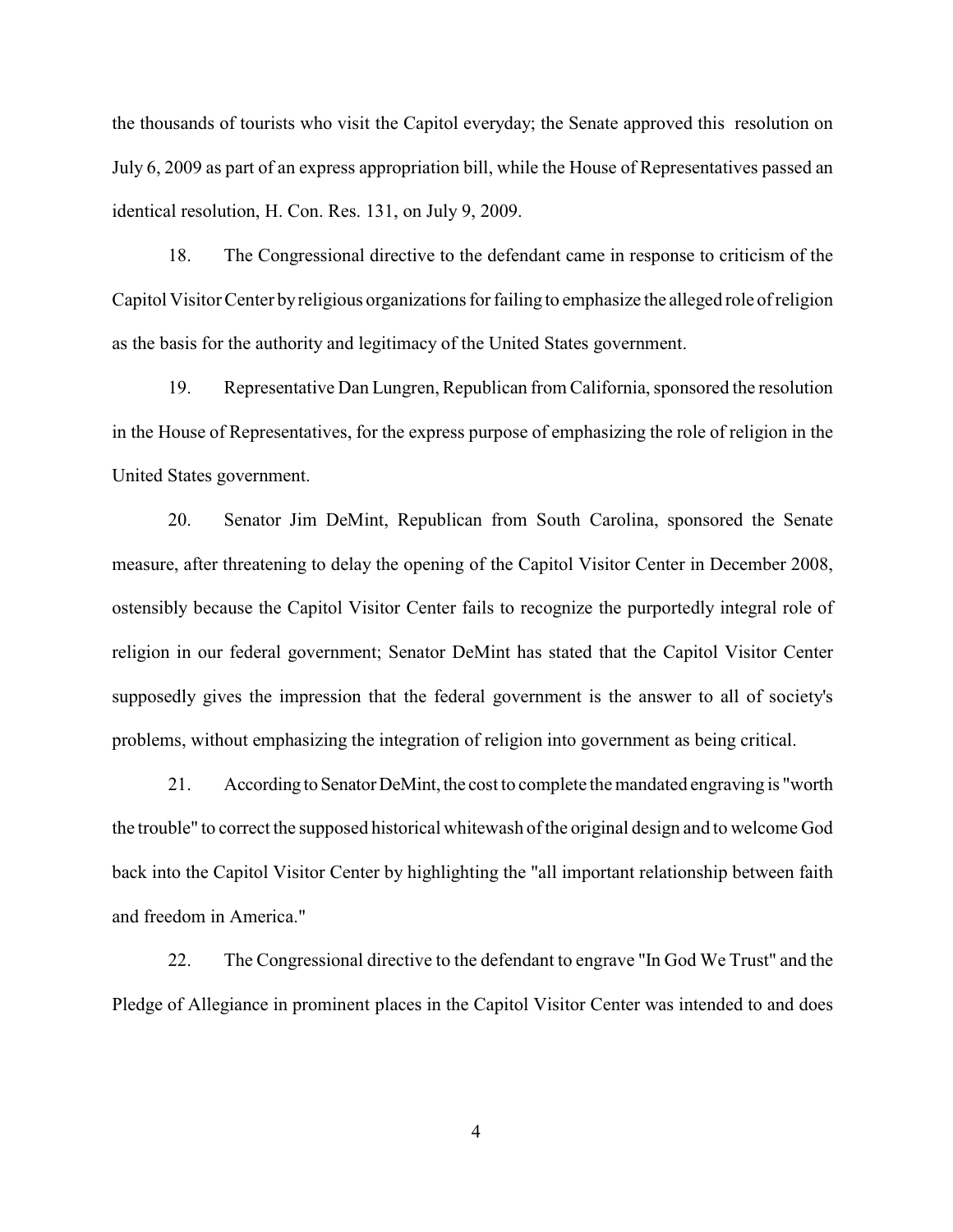the thousands of tourists who visit the Capitol everyday; the Senate approved this resolution on July 6, 2009 as part of an express appropriation bill, while the House of Representatives passed an identical resolution, H. Con. Res. 131, on July 9, 2009.

18. The Congressional directive to the defendant came in response to criticism of the Capitol Visitor Center by religious organizations for failing to emphasize the alleged role of religion as the basis for the authority and legitimacy of the United States government.

19. Representative Dan Lungren, Republican from California, sponsored the resolution in the House of Representatives, for the express purpose of emphasizing the role of religion in the United States government.

20. Senator Jim DeMint, Republican from South Carolina, sponsored the Senate measure, after threatening to delay the opening of the Capitol Visitor Center in December 2008, ostensibly because the Capitol Visitor Center fails to recognize the purportedly integral role of religion in our federal government; Senator DeMint has stated that the Capitol Visitor Center supposedly gives the impression that the federal government is the answer to all of society's problems, without emphasizing the integration of religion into government as being critical.

21. According to Senator DeMint, the cost to complete the mandated engraving is "worth the trouble" to correct the supposed historical whitewash of the original design and to welcome God back into the Capitol Visitor Center by highlighting the "all important relationship between faith and freedom in America."

22. The Congressional directive to the defendant to engrave "In God We Trust" and the Pledge of Allegiance in prominent places in the Capitol Visitor Center was intended to and does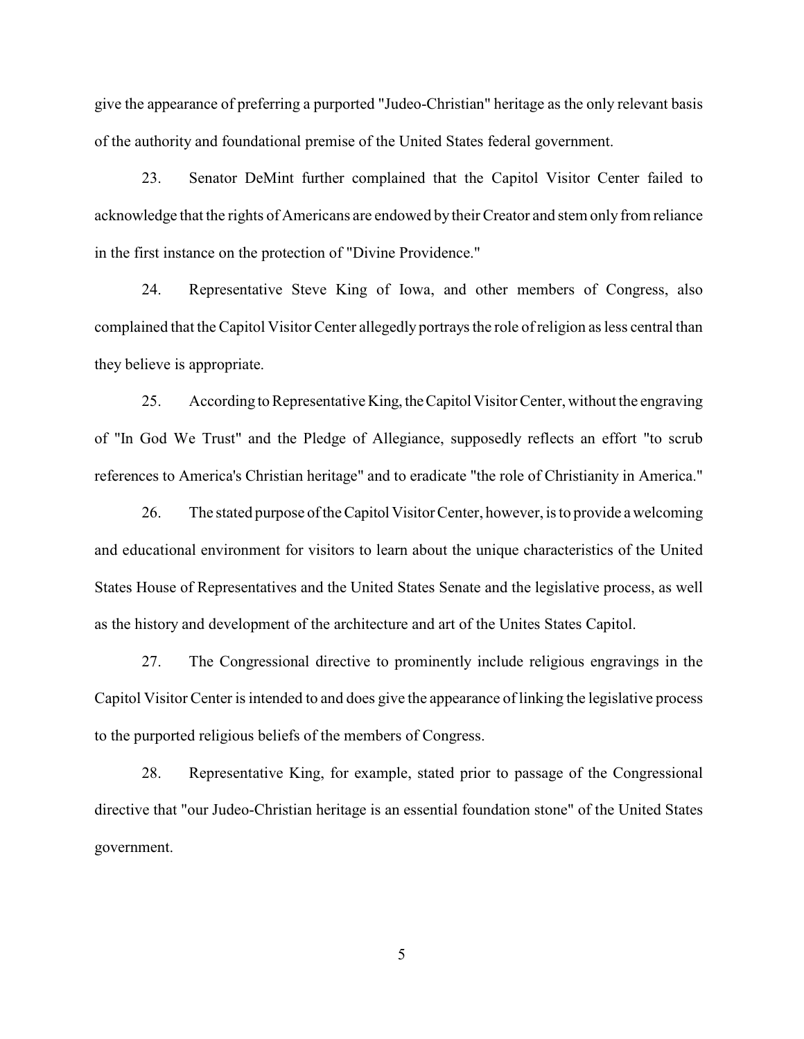give the appearance of preferring a purported "Judeo-Christian" heritage as the only relevant basis of the authority and foundational premise of the United States federal government.

23. Senator DeMint further complained that the Capitol Visitor Center failed to acknowledge that the rights of Americans are endowed by their Creator and stem only from reliance in the first instance on the protection of "Divine Providence."

24. Representative Steve King of Iowa, and other members of Congress, also complained that the Capitol Visitor Center allegedly portrays the role of religion as less central than they believe is appropriate.

25. According to Representative King, the Capitol Visitor Center, without the engraving of "In God We Trust" and the Pledge of Allegiance, supposedly reflects an effort "to scrub references to America's Christian heritage" and to eradicate "the role of Christianity in America."

26. The stated purpose of the Capitol Visitor Center, however, is to provide a welcoming and educational environment for visitors to learn about the unique characteristics of the United States House of Representatives and the United States Senate and the legislative process, as well as the history and development of the architecture and art of the Unites States Capitol.

27. The Congressional directive to prominently include religious engravings in the Capitol Visitor Center is intended to and does give the appearance of linking the legislative process to the purported religious beliefs of the members of Congress.

28. Representative King, for example, stated prior to passage of the Congressional directive that "our Judeo-Christian heritage is an essential foundation stone" of the United States government.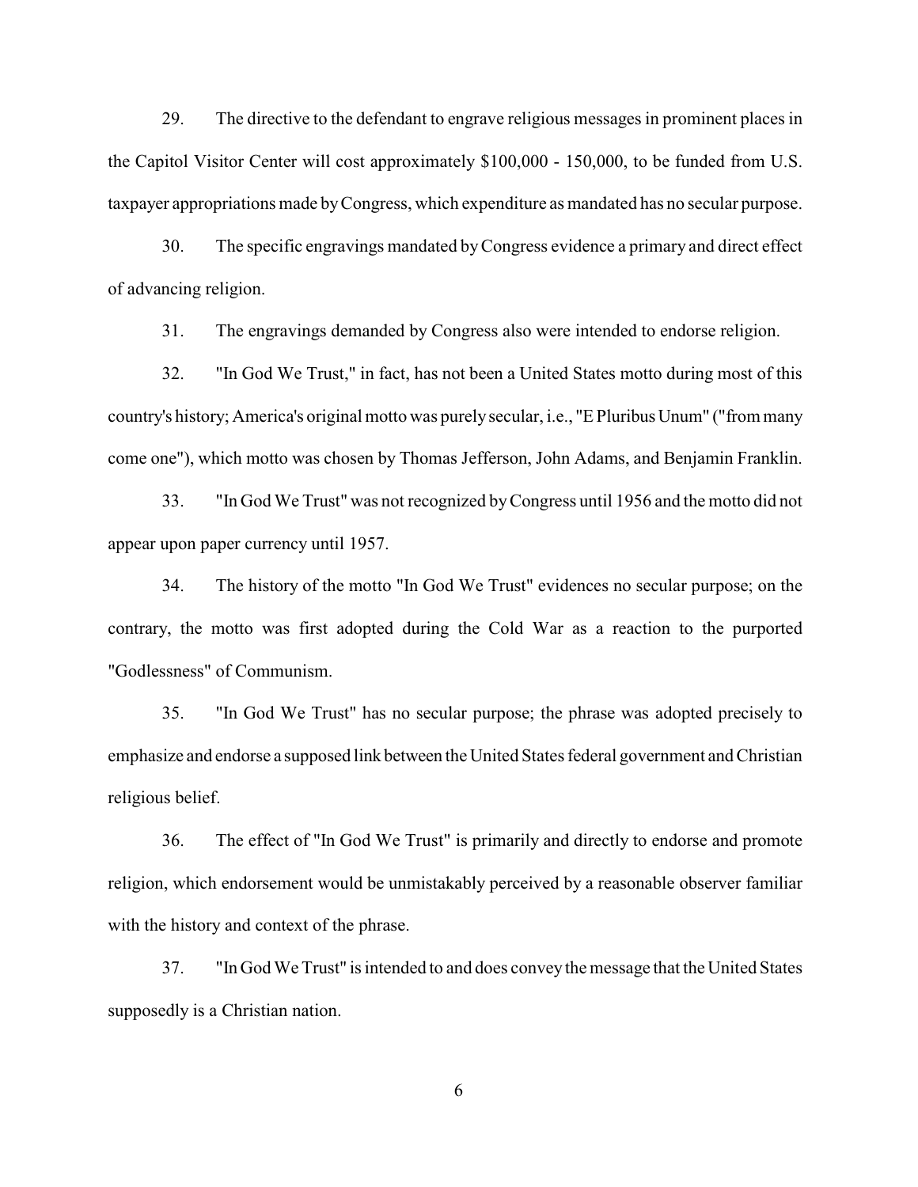29. The directive to the defendant to engrave religious messages in prominent places in the Capitol Visitor Center will cost approximately $100,000 - 150,000, to be funded from U.S. taxpayer appropriations made by Congress, which expenditure as mandated has no secular purpose.

30. The specific engravings mandated by Congress evidence a primary and direct effect of advancing religion.

31. The engravings demanded by Congress also were intended to endorse religion.

32. "In God We Trust," in fact, has not been a United States motto during most of this country's history; America's original motto was purely secular, i.e., "E Pluribus Unum" ("from many come one"), which motto was chosen by Thomas Jefferson, John Adams, and Benjamin Franklin.

33. "In God We Trust" was not recognized by Congress until 1956 and the motto did not appear upon paper currency until 1957.

34. The history of the motto "In God We Trust" evidences no secular purpose; on the contrary, the motto was first adopted during the Cold War as a reaction to the purported "Godlessness" of Communism.

35. "In God We Trust" has no secular purpose; the phrase was adopted precisely to emphasize and endorse a supposed link between the United States federal government and Christian religious belief.

36. The effect of "In God We Trust" is primarily and directly to endorse and promote religion, which endorsement would be unmistakably perceived by a reasonable observer familiar with the history and context of the phrase.

37. "In God We Trust" is intended to and does convey the message that the United States supposedly is a Christian nation.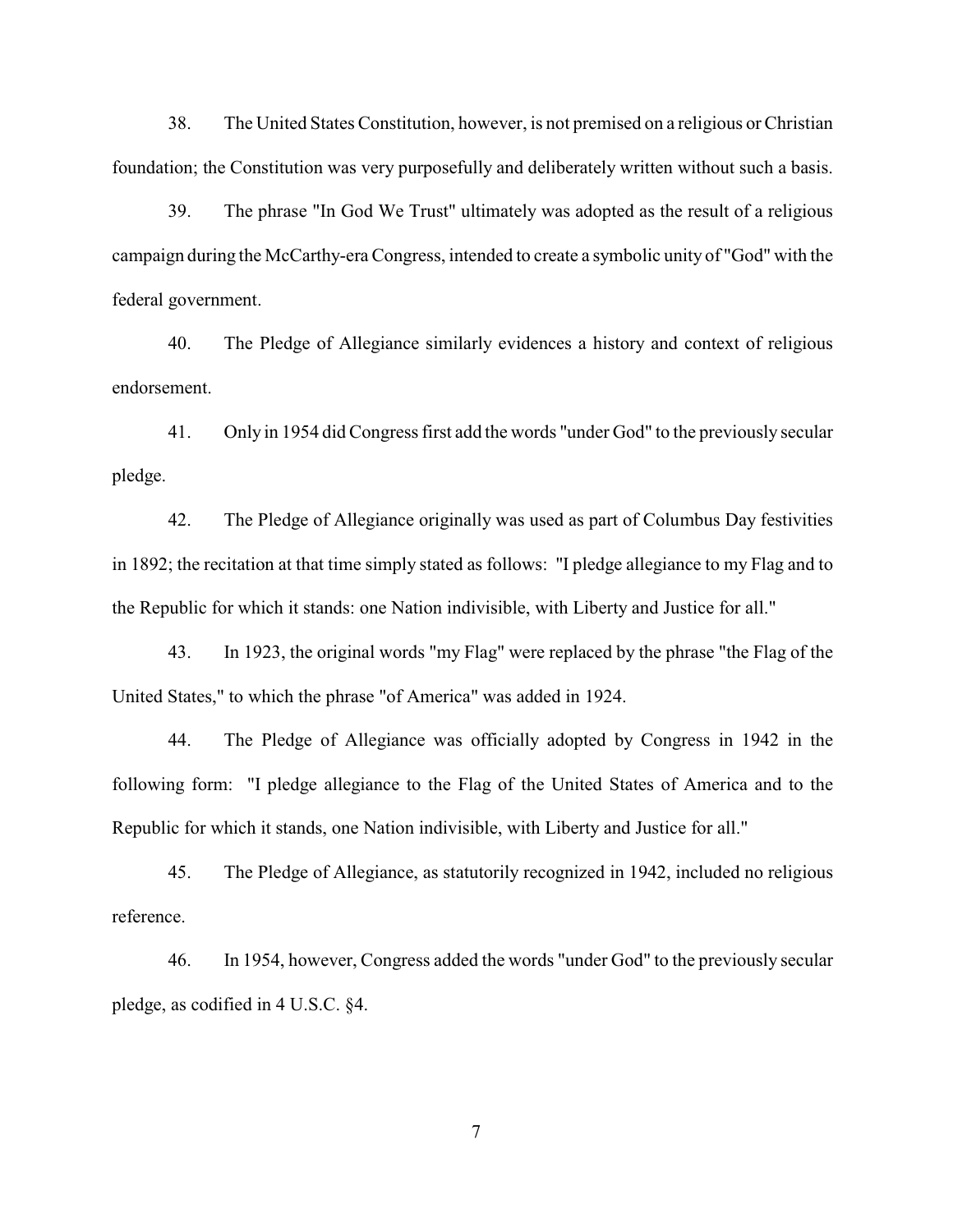38. The United States Constitution, however, is not premised on a religious or Christian foundation; the Constitution was very purposefully and deliberately written without such a basis.

39. The phrase "In God We Trust" ultimately was adopted as the result of a religious campaign during the McCarthy-era Congress, intended to create a symbolic unity of "God" with the federal government.

40. The Pledge of Allegiance similarly evidences a history and context of religious endorsement.

41. Only in 1954 did Congress first add the words "under God" to the previously secular pledge.

42. The Pledge of Allegiance originally was used as part of Columbus Day festivities in 1892; the recitation at that time simply stated as follows: "I pledge allegiance to my Flag and to the Republic for which it stands: one Nation indivisible, with Liberty and Justice for all."

43. In 1923, the original words "my Flag" were replaced by the phrase "the Flag of the United States," to which the phrase "of America" was added in 1924.

44. The Pledge of Allegiance was officially adopted by Congress in 1942 in the following form: "I pledge allegiance to the Flag of the United States of America and to the Republic for which it stands, one Nation indivisible, with Liberty and Justice for all."

45. The Pledge of Allegiance, as statutorily recognized in 1942, included no religious reference.

46. In 1954, however, Congress added the words "under God" to the previously secular pledge, as codified in 4 U.S.C. §4.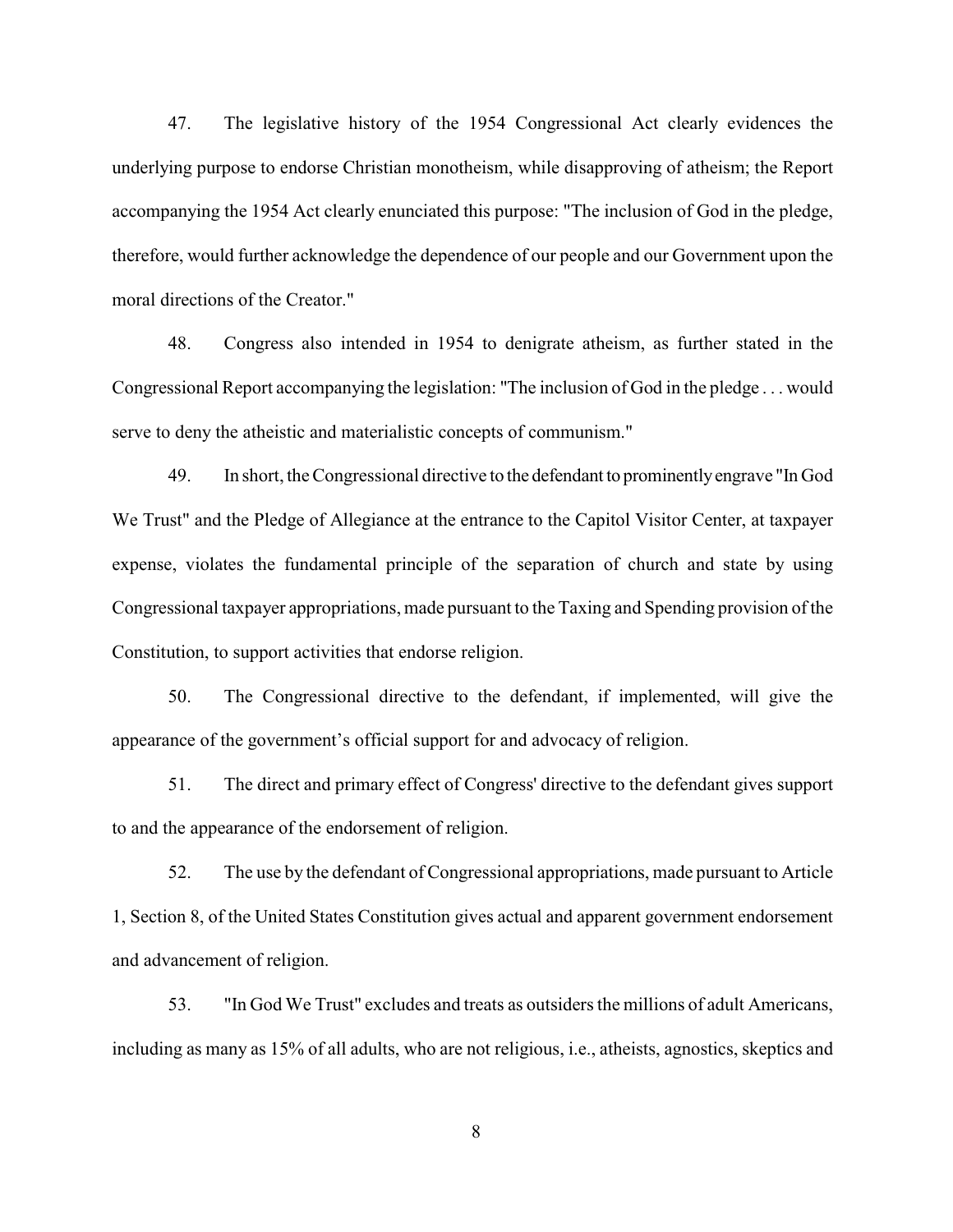47. The legislative history of the 1954 Congressional Act clearly evidences the underlying purpose to endorse Christian monotheism, while disapproving of atheism; the Report accompanying the 1954 Act clearly enunciated this purpose: "The inclusion of God in the pledge, therefore, would further acknowledge the dependence of our people and our Government upon the moral directions of the Creator."

48. Congress also intended in 1954 to denigrate atheism, as further stated in the Congressional Report accompanying the legislation: "The inclusion of God in the pledge . . . would serve to deny the atheistic and materialistic concepts of communism."

49. In short, the Congressional directive to the defendant to prominently engrave "In God We Trust" and the Pledge of Allegiance at the entrance to the Capitol Visitor Center, at taxpayer expense, violates the fundamental principle of the separation of church and state by using Congressional taxpayer appropriations, made pursuant to the Taxing and Spending provision of the Constitution, to support activities that endorse religion.

50. The Congressional directive to the defendant, if implemented, will give the appearance of the government's official support for and advocacy of religion.

51. The direct and primary effect of Congress' directive to the defendant gives support to and the appearance of the endorsement of religion.

52. The use by the defendant of Congressional appropriations, made pursuant to Article 1, Section 8, of the United States Constitution gives actual and apparent government endorsement and advancement of religion.

53. "In God We Trust" excludes and treats as outsiders the millions of adult Americans, including as many as 15% of all adults, who are not religious, i.e., atheists, agnostics, skeptics and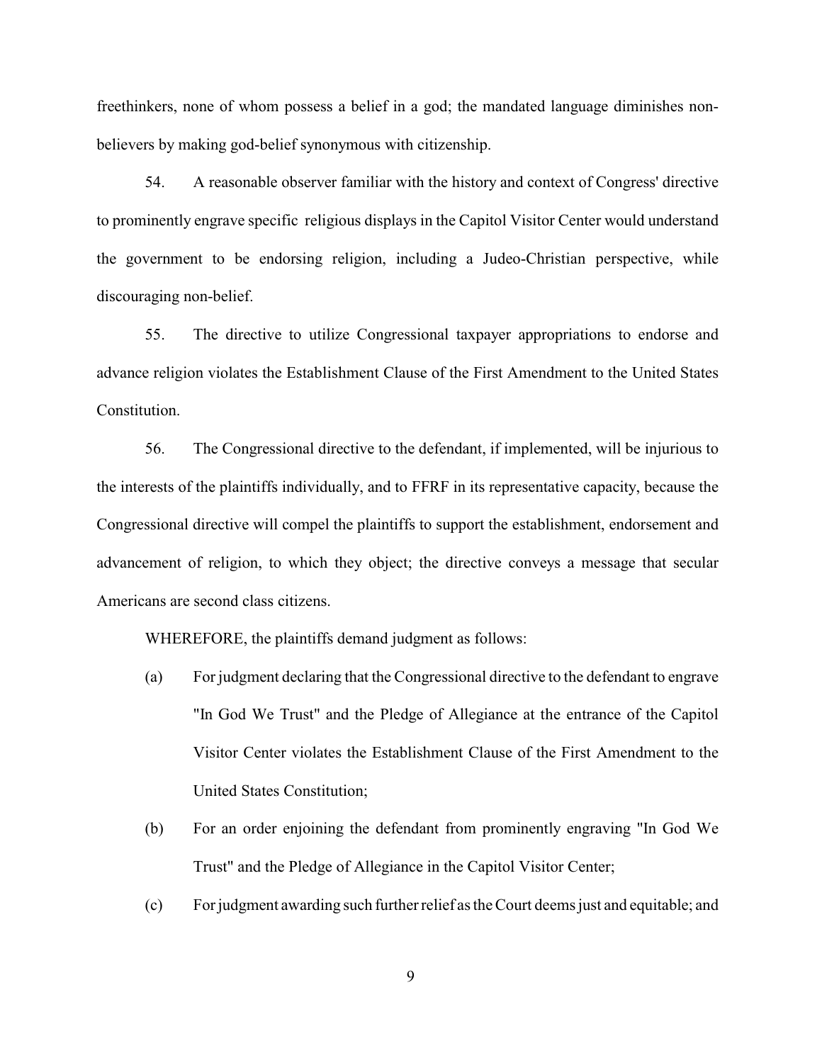freethinkers, none of whom possess a belief in a god; the mandated language diminishes non-believers by making god-belief synonymous with citizenship.

54. A reasonable observer familiar with the history and context of Congress' directive to prominently engrave specific religious displays in the Capitol Visitor Center would understand the government to be endorsing religion, including a Judeo-Christian perspective, while discouraging non-belief.

55. The directive to utilize Congressional taxpayer appropriations to endorse and advance religion violates the Establishment Clause of the First Amendment to the United States Constitution.

56. The Congressional directive to the defendant, if implemented, will be injurious to the interests of the plaintiffs individually, and to FFRF in its representative capacity, because the Congressional directive will compel the plaintiffs to support the establishment, endorsement and advancement of religion, to which they object; the directive conveys a message that secular Americans are second class citizens.

WHEREFORE, the plaintiffs demand judgment as follows:

(a) For judgment declaring that the Congressional directive to the defendant to engrave "In God We Trust" and the Pledge of Allegiance at the entrance of the Capitol Visitor Center violates the Establishment Clause of the First Amendment to the United States Constitution;

(b) For an order enjoining the defendant from prominently engraving "In God We Trust" and the Pledge of Allegiance in the Capitol Visitor Center;

(c) For judgment awarding such further relief as the Court deems just and equitable; and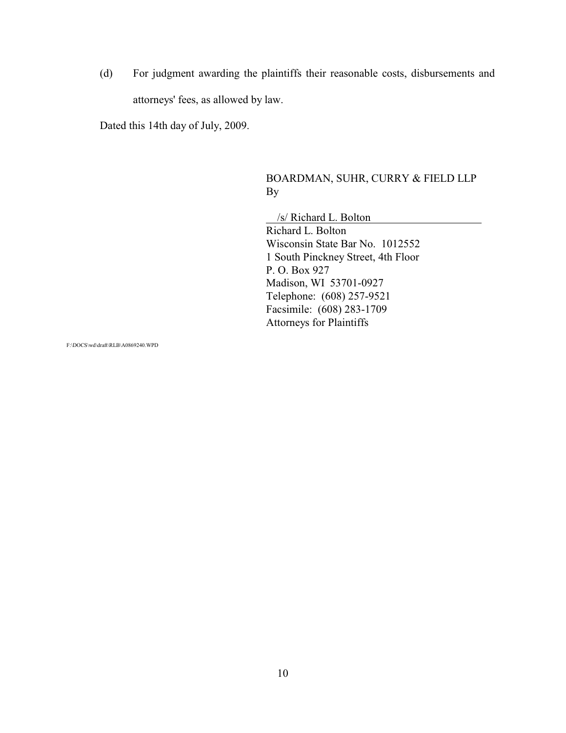(d) For judgment awarding the plaintiffs their reasonable costs, disbursements and attorneys' fees, as allowed by law.

Dated this 14th day of July, 2009.

BOARDMAN, SUHR, CURRY & FIELD LLP
By

/s/ Richard L. Bolton
Richard L. Bolton
Wisconsin State Bar No. 1012552
1 South Pinckney Street, 4th Floor
P. O. Box 927
Madison, WI 53701-0927
Telephone: (608) 257-9521
Facsimile: (608) 283-1709
Attorneys for Plaintiffs

F:\DOCS\wd\draft\RLB\A0869240.WPD